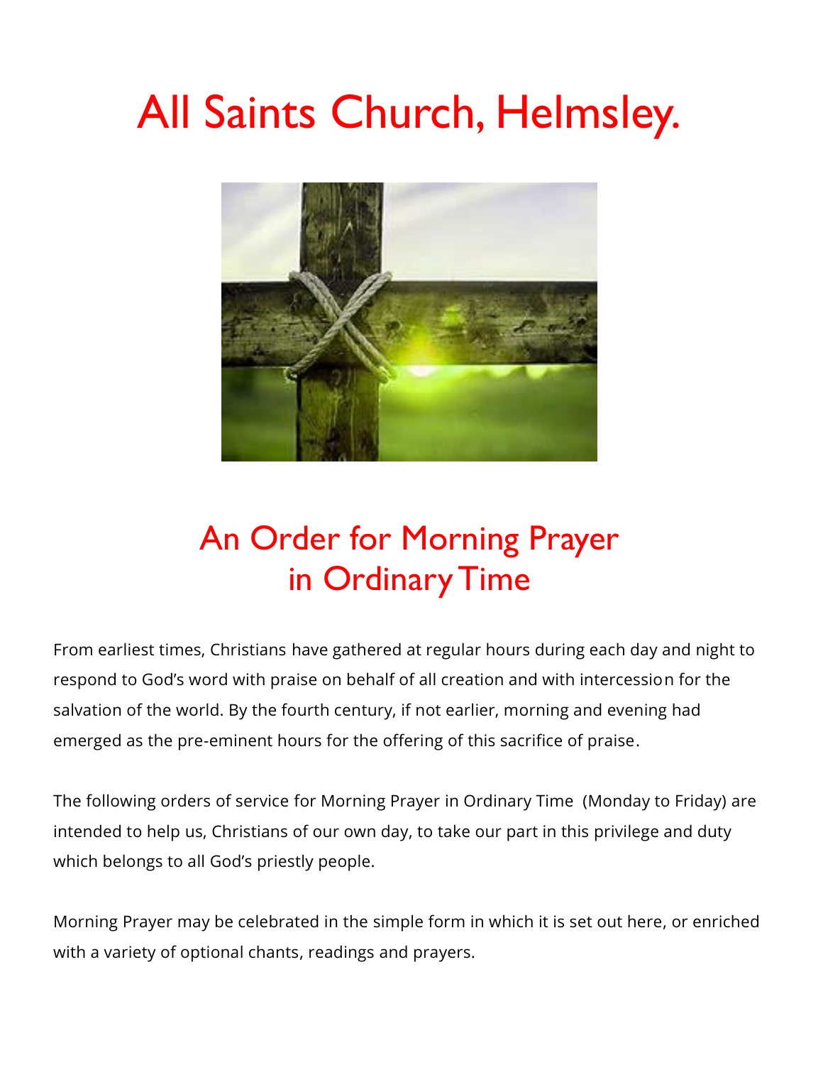# All Saints Church, Helmsley.

## An Order for Morning Prayer in Ordinary Time

From earliest times, Christians have gathered at regular hours during each day and night to respond to God's word with praise on behalf of all creation and with intercession for the salvation of the world. By the fourth century, if not earlier, morning and evening had emerged as the pre-eminent hours for the offering of this sacrifice of praise.

The following orders of service for Morning Prayer in Ordinary Time (Monday to Friday) are intended to help us, Christians of our own day, to take our part in this privilege and duty which belongs to all God's priestly people.

Morning Prayer may be celebrated in the simple form in which it is set out here, or enriched with a variety of optional chants, readings and prayers.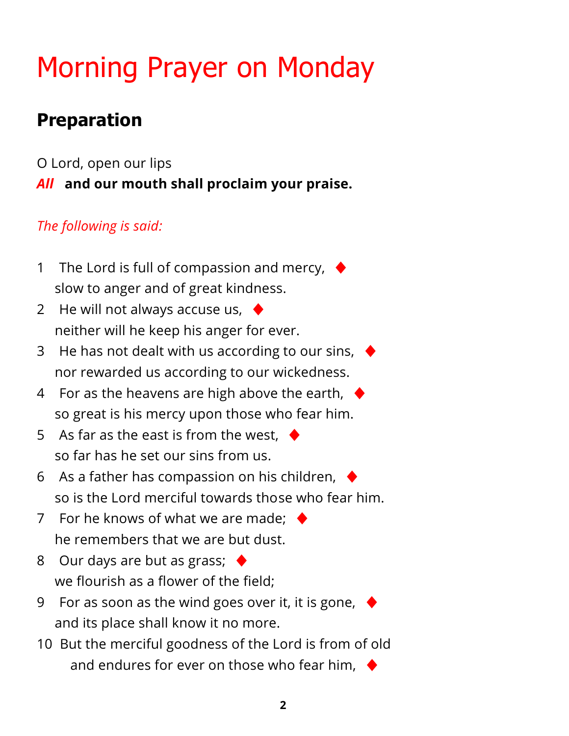# Morning Prayer on Monday

## Preparation

O Lord, open our lips
*All* **and our mouth shall proclaim your praise.**

*The following is said:*

1  The Lord is full of compassion and mercy, ♦
slow to anger and of great kindness.

2  He will not always accuse us, ♦
neither will he keep his anger for ever.

3  He has not dealt with us according to our sins, ♦
nor rewarded us according to our wickedness.

4  For as the heavens are high above the earth, ♦
so great is his mercy upon those who fear him.

5  As far as the east is from the west, ♦
so far has he set our sins from us.

6  As a father has compassion on his children, ♦
so is the Lord merciful towards those who fear him.

7  For he knows of what we are made; ♦
he remembers that we are but dust.

8  Our days are but as grass; ♦
we flourish as a flower of the field;

9  For as soon as the wind goes over it, it is gone, ♦
and its place shall know it no more.

10  But the merciful goodness of the Lord is from of old
and endures for ever on those who fear him, ♦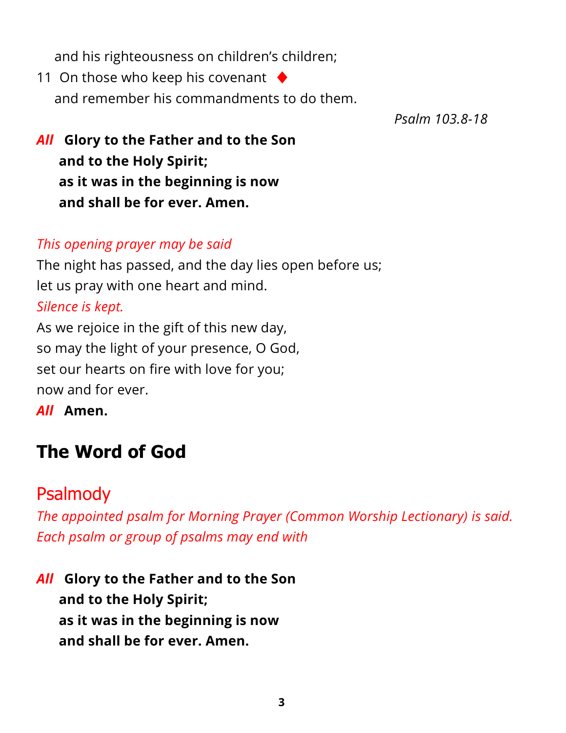and his righteousness on children's children;

11 On those who keep his covenant ◆
and remember his commandments to do them.

*Psalm 103.8-18*

***All*** **Glory to the Father and to the Son**
**and to the Holy Spirit;**
**as it was in the beginning is now**
**and shall be for ever. Amen.**

*This opening prayer may be said*

The night has passed, and the day lies open before us;
let us pray with one heart and mind.

*Silence is kept.*

As we rejoice in the gift of this new day,
so may the light of your presence, O God,
set our hearts on fire with love for you;
now and for ever.

***All*** **Amen.**

# The Word of God

## Psalmody

*The appointed psalm for Morning Prayer (Common Worship Lectionary) is said. Each psalm or group of psalms may end with*

***All*** **Glory to the Father and to the Son**
**and to the Holy Spirit;**
**as it was in the beginning is now**
**and shall be for ever. Amen.**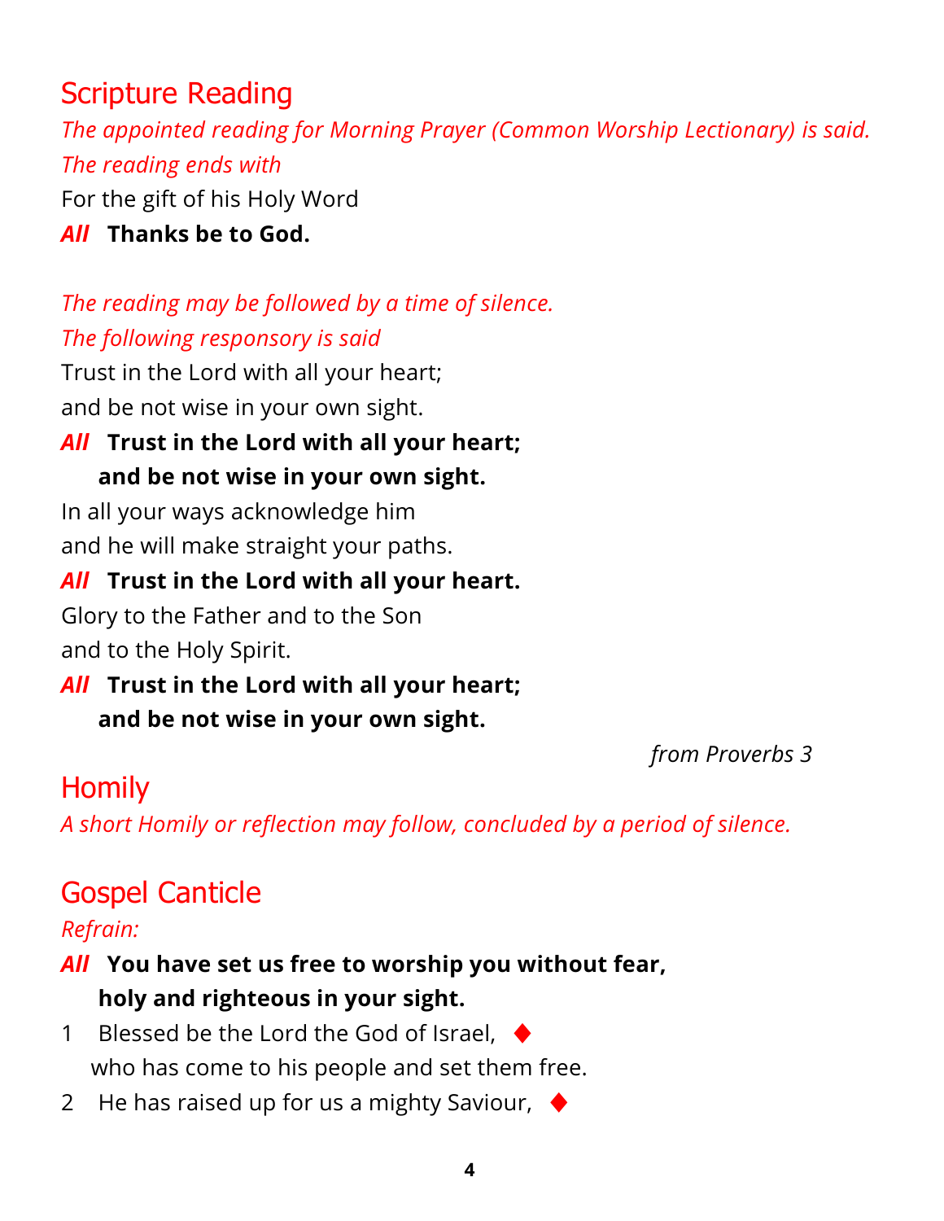## Scripture Reading

*The appointed reading for Morning Prayer (Common Worship Lectionary) is said. The reading ends with*

For the gift of his Holy Word

***All*** **Thanks be to God.**

*The reading may be followed by a time of silence.*
*The following responsory is said*

Trust in the Lord with all your heart;
and be not wise in your own sight.

***All*** **Trust in the Lord with all your heart;**
**and be not wise in your own sight.**

In all your ways acknowledge him
and he will make straight your paths.

***All*** **Trust in the Lord with all your heart.**

Glory to the Father and to the Son
and to the Holy Spirit.

***All*** **Trust in the Lord with all your heart;**
**and be not wise in your own sight.**

*from Proverbs 3*

## Homily

*A short Homily or reflection may follow, concluded by a period of silence.*

## Gospel Canticle

*Refrain:*

***All*** **You have set us free to worship you without fear,**
**holy and righteous in your sight.**

1 Blessed be the Lord the God of Israel, ♦
who has come to his people and set them free.

2 He has raised up for us a mighty Saviour, ♦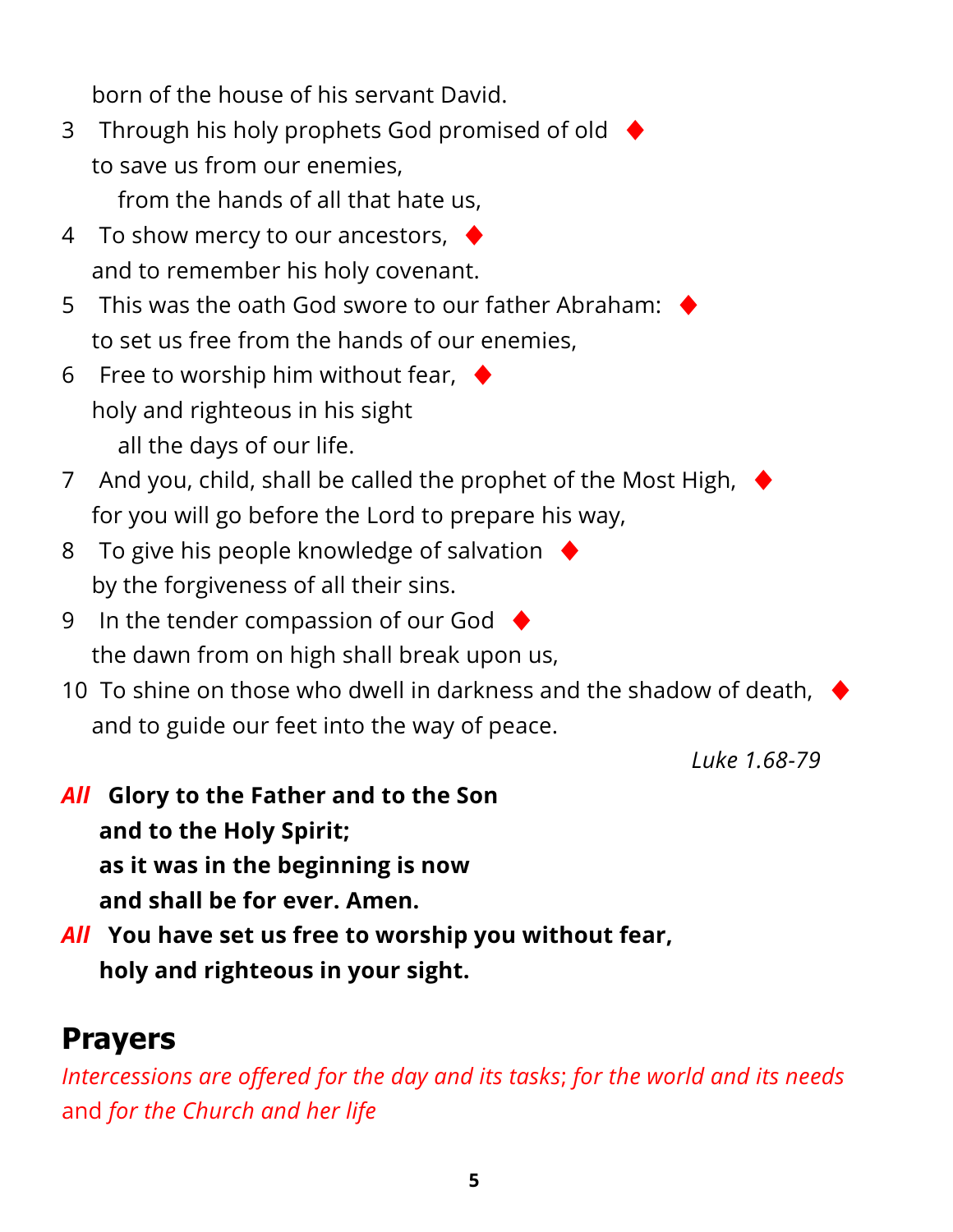born of the house of his servant David.

3 Through his holy prophets God promised of old ♦
to save us from our enemies,
from the hands of all that hate us,

4 To show mercy to our ancestors, ♦
and to remember his holy covenant.

5 This was the oath God swore to our father Abraham: ♦
to set us free from the hands of our enemies,

6 Free to worship him without fear, ♦
holy and righteous in his sight
all the days of our life.

7 And you, child, shall be called the prophet of the Most High, ♦
for you will go before the Lord to prepare his way,

8 To give his people knowledge of salvation ♦
by the forgiveness of all their sins.

9 In the tender compassion of our God ♦
the dawn from on high shall break upon us,

10 To shine on those who dwell in darkness and the shadow of death, ♦
and to guide our feet into the way of peace.

*Luke 1.68-79*

***All*** **Glory to the Father and to the Son**
**and to the Holy Spirit;**
**as it was in the beginning is now**
**and shall be for ever. Amen.**

***All*** **You have set us free to worship you without fear,**
**holy and righteous in your sight.**

## Prayers

*Intercessions are offered for the day and its tasks*; *for the world and its needs* and *for the Church and her life*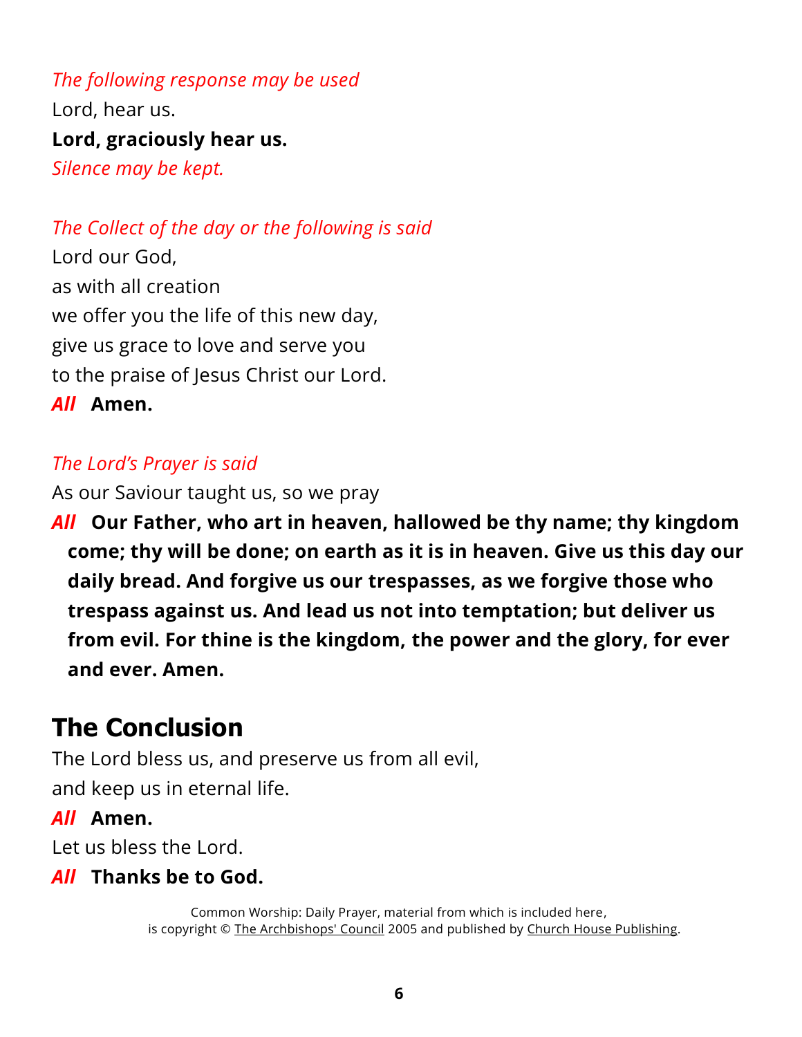*The following response may be used*

Lord, hear us.

**Lord, graciously hear us.**

*Silence may be kept.*

*The Collect of the day or the following is said*

Lord our God,
as with all creation
we offer you the life of this new day,
give us grace to love and serve you
to the praise of Jesus Christ our Lord.

***All*** **Amen.**

*The Lord's Prayer is said*

As our Saviour taught us, so we pray

***All*** **Our Father, who art in heaven, hallowed be thy name; thy kingdom come; thy will be done; on earth as it is in heaven. Give us this day our daily bread. And forgive us our trespasses, as we forgive those who trespass against us. And lead us not into temptation; but deliver us from evil. For thine is the kingdom, the power and the glory, for ever and ever. Amen.**

## The Conclusion

The Lord bless us, and preserve us from all evil,
and keep us in eternal life.

***All*** **Amen.**

Let us bless the Lord.

***All*** **Thanks be to God.**

Common Worship: Daily Prayer, material from which is included here,
is copyright © The Archbishops' Council 2005 and published by Church House Publishing.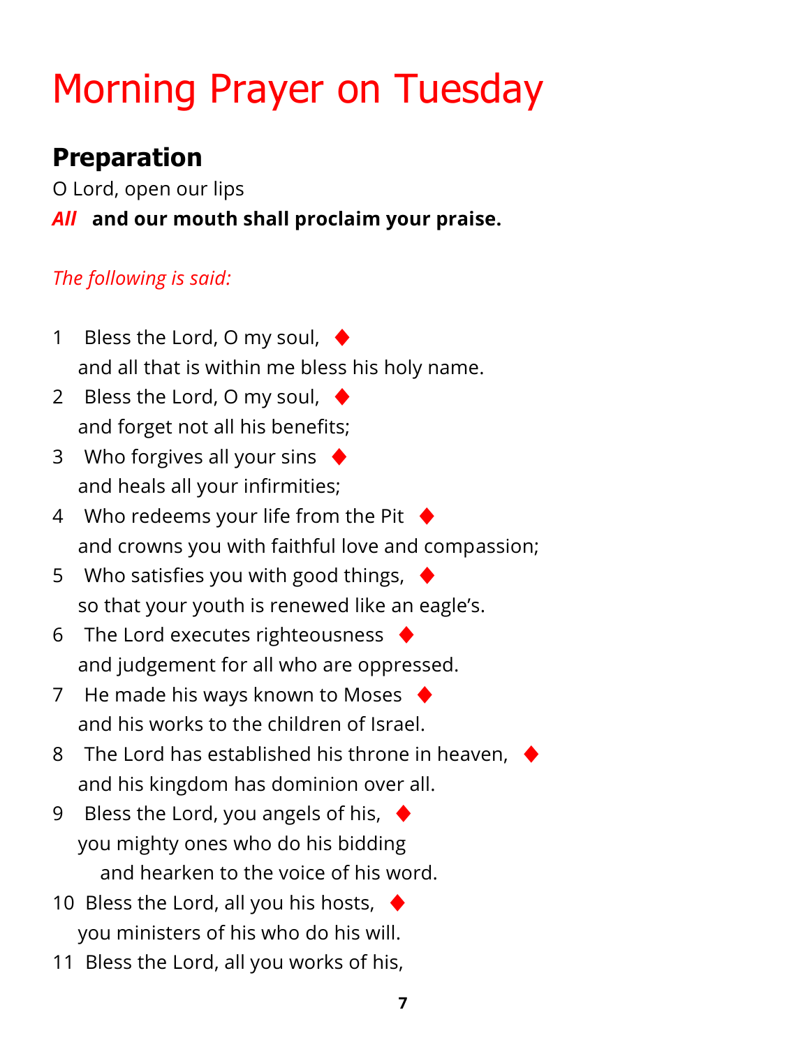# Morning Prayer on Tuesday

## Preparation

O Lord, open our lips

*All* **and our mouth shall proclaim your praise.**

*The following is said:*

1 Bless the Lord, O my soul, ♦
and all that is within me bless his holy name.

2 Bless the Lord, O my soul, ♦
and forget not all his benefits;

3 Who forgives all your sins ♦
and heals all your infirmities;

4 Who redeems your life from the Pit ♦
and crowns you with faithful love and compassion;

5 Who satisfies you with good things, ♦
so that your youth is renewed like an eagle's.

6 The Lord executes righteousness ♦
and judgement for all who are oppressed.

7 He made his ways known to Moses ♦
and his works to the children of Israel.

8 The Lord has established his throne in heaven, ♦
and his kingdom has dominion over all.

9 Bless the Lord, you angels of his, ♦
you mighty ones who do his bidding
and hearken to the voice of his word.

10 Bless the Lord, all you his hosts, ♦
you ministers of his who do his will.

11 Bless the Lord, all you works of his,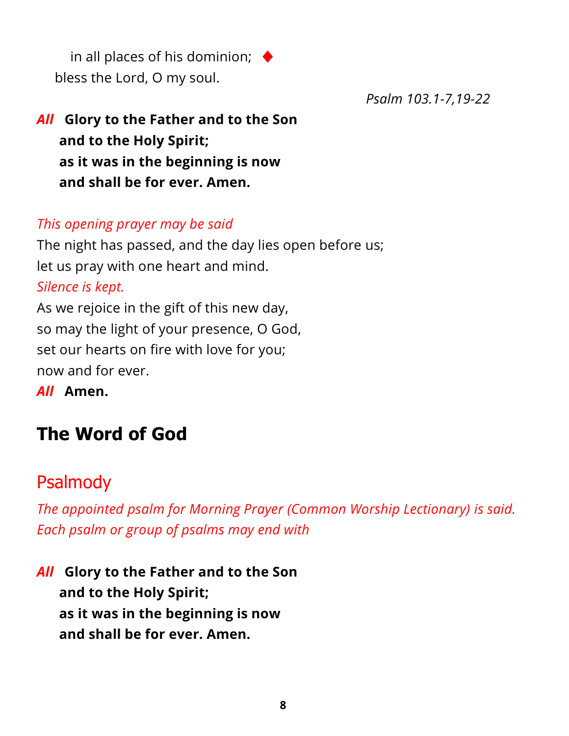in all places of his dominion; ♦
bless the Lord, O my soul.

*Psalm 103.1-7,19-22*

*All* **Glory to the Father and to the Son**
**and to the Holy Spirit;**
**as it was in the beginning is now**
**and shall be for ever. Amen.**

*This opening prayer may be said*

The night has passed, and the day lies open before us;
let us pray with one heart and mind.

*Silence is kept.*

As we rejoice in the gift of this new day,
so may the light of your presence, O God,
set our hearts on fire with love for you;
now and for ever.

*All* **Amen.**

# The Word of God

## Psalmody

*The appointed psalm for Morning Prayer (Common Worship Lectionary) is said. Each psalm or group of psalms may end with*

*All* **Glory to the Father and to the Son**
**and to the Holy Spirit;**
**as it was in the beginning is now**
**and shall be for ever. Amen.**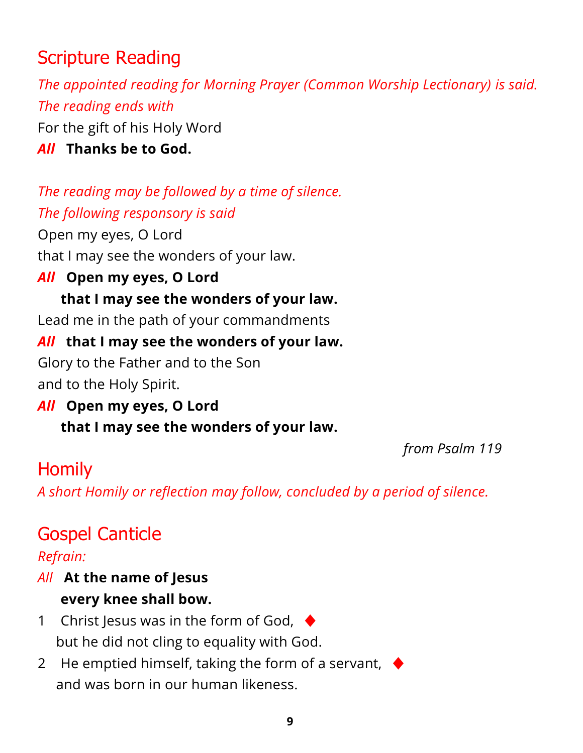## Scripture Reading

*The appointed reading for Morning Prayer (Common Worship Lectionary) is said. The reading ends with*

For the gift of his Holy Word

***All*** **Thanks be to God.**

*The reading may be followed by a time of silence.*
*The following responsory is said*

Open my eyes, O Lord
that I may see the wonders of your law.

***All*** **Open my eyes, O Lord**
**that I may see the wonders of your law.**

Lead me in the path of your commandments

***All*** **that I may see the wonders of your law.**

Glory to the Father and to the Son
and to the Holy Spirit.

***All*** **Open my eyes, O Lord**
**that I may see the wonders of your law.**

*from Psalm 119*

## Homily

*A short Homily or reflection may follow, concluded by a period of silence.*

## Gospel Canticle

*Refrain:*

*All* **At the name of Jesus**
**every knee shall bow.**

1 Christ Jesus was in the form of God, ♦
but he did not cling to equality with God.

2 He emptied himself, taking the form of a servant, ♦
and was born in our human likeness.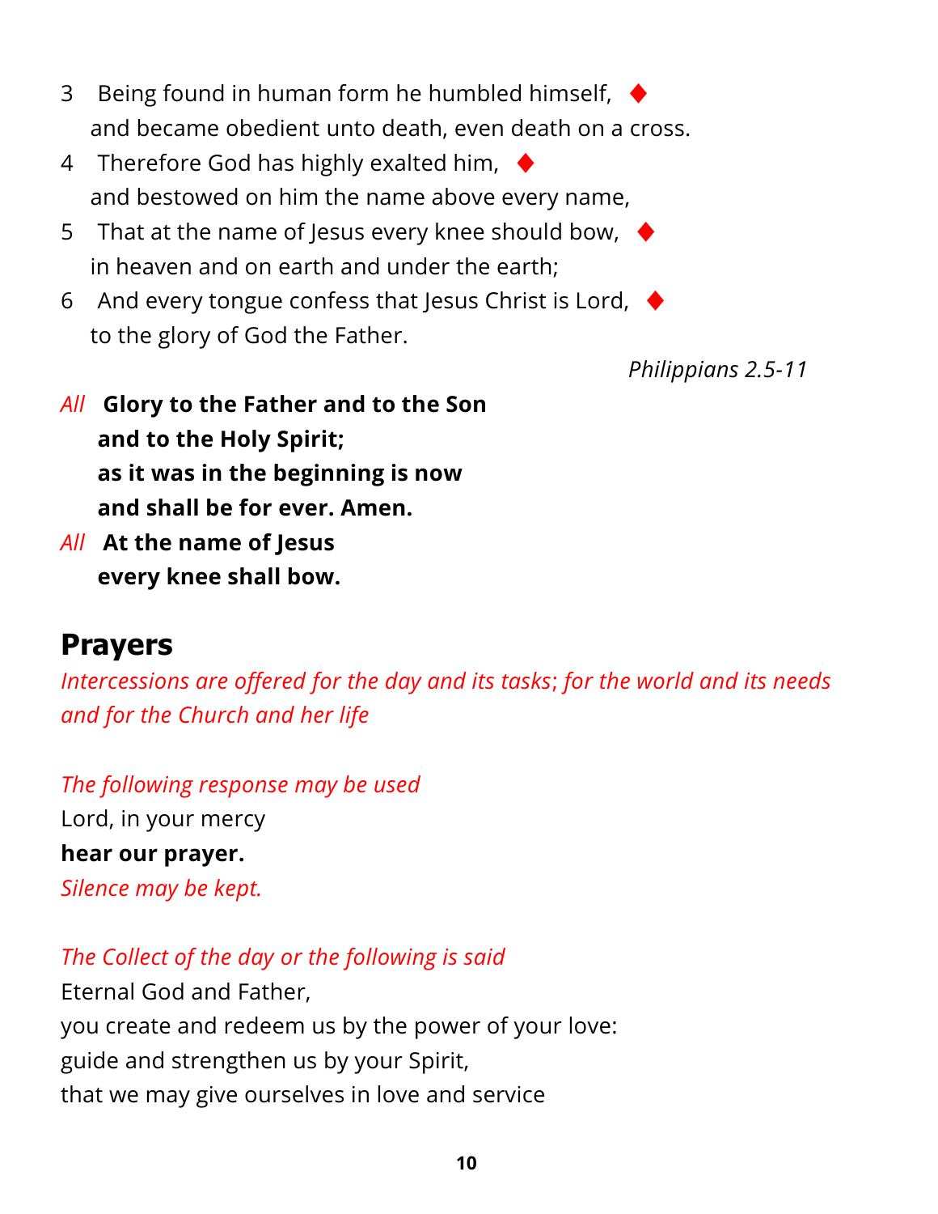3 Being found in human form he humbled himself, ♦
and became obedient unto death, even death on a cross.

4 Therefore God has highly exalted him, ♦
and bestowed on him the name above every name,

5 That at the name of Jesus every knee should bow, ♦
in heaven and on earth and under the earth;

6 And every tongue confess that Jesus Christ is Lord, ♦
to the glory of God the Father.

*Philippians 2.5-11*

*All* **Glory to the Father and to the Son**
**and to the Holy Spirit;**
**as it was in the beginning is now**
**and shall be for ever. Amen.**

*All* **At the name of Jesus**
**every knee shall bow.**

## Prayers

*Intercessions are offered for the day and its tasks; for the world and its needs and for the Church and her life*

*The following response may be used*

Lord, in your mercy
**hear our prayer.**

*Silence may be kept.*

*The Collect of the day or the following is said*

Eternal God and Father,
you create and redeem us by the power of your love:
guide and strengthen us by your Spirit,
that we may give ourselves in love and service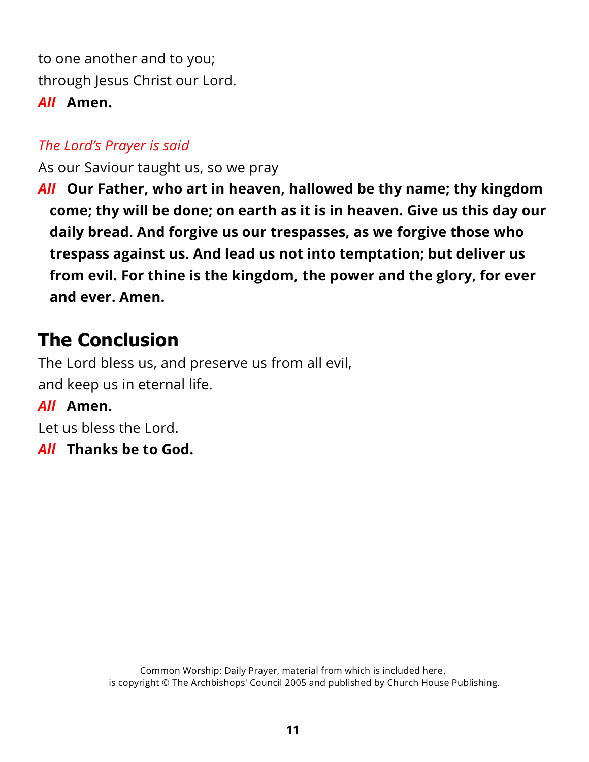to one another and to you;
through Jesus Christ our Lord.
***All*** **Amen.**

*The Lord's Prayer is said*

As our Saviour taught us, so we pray

***All*** **Our Father, who art in heaven, hallowed be thy name; thy kingdom come; thy will be done; on earth as it is in heaven. Give us this day our daily bread. And forgive us our trespasses, as we forgive those who trespass against us. And lead us not into temptation; but deliver us from evil. For thine is the kingdom, the power and the glory, for ever and ever. Amen.**

## The Conclusion

The Lord bless us, and preserve us from all evil,
and keep us in eternal life.
***All*** **Amen.**
Let us bless the Lord.
***All*** **Thanks be to God.**

Common Worship: Daily Prayer, material from which is included here,
is copyright © The Archbishops' Council 2005 and published by Church House Publishing.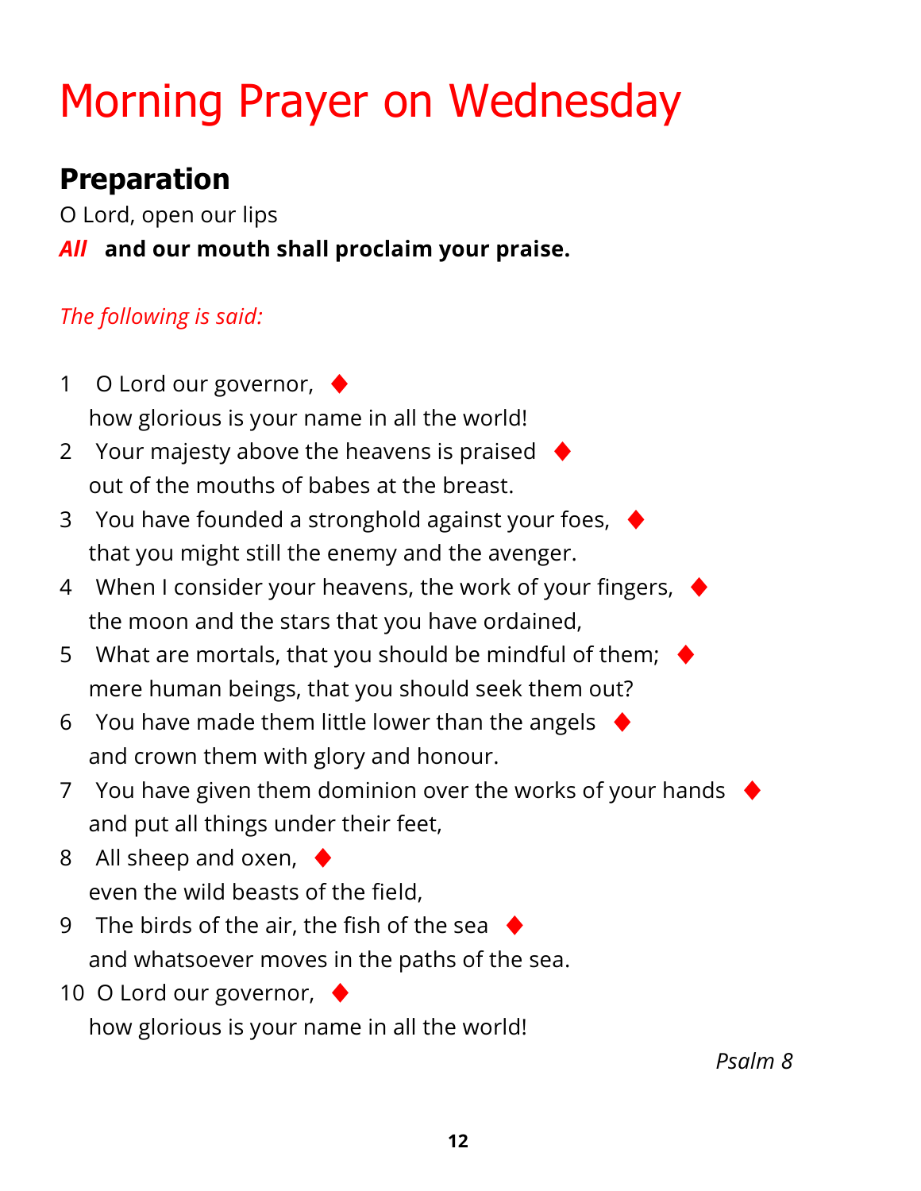# Morning Prayer on Wednesday

## Preparation

O Lord, open our lips

***All*** **and our mouth shall proclaim your praise.**

*The following is said:*

1 O Lord our governor, ♦
how glorious is your name in all the world!

2 Your majesty above the heavens is praised ♦
out of the mouths of babes at the breast.

3 You have founded a stronghold against your foes, ♦
that you might still the enemy and the avenger.

4 When I consider your heavens, the work of your fingers, ♦
the moon and the stars that you have ordained,

5 What are mortals, that you should be mindful of them; ♦
mere human beings, that you should seek them out?

6 You have made them little lower than the angels ♦
and crown them with glory and honour.

7 You have given them dominion over the works of your hands ♦
and put all things under their feet,

8 All sheep and oxen, ♦
even the wild beasts of the field,

9 The birds of the air, the fish of the sea ♦
and whatsoever moves in the paths of the sea.

10 O Lord our governor, ♦
how glorious is your name in all the world!

*Psalm 8*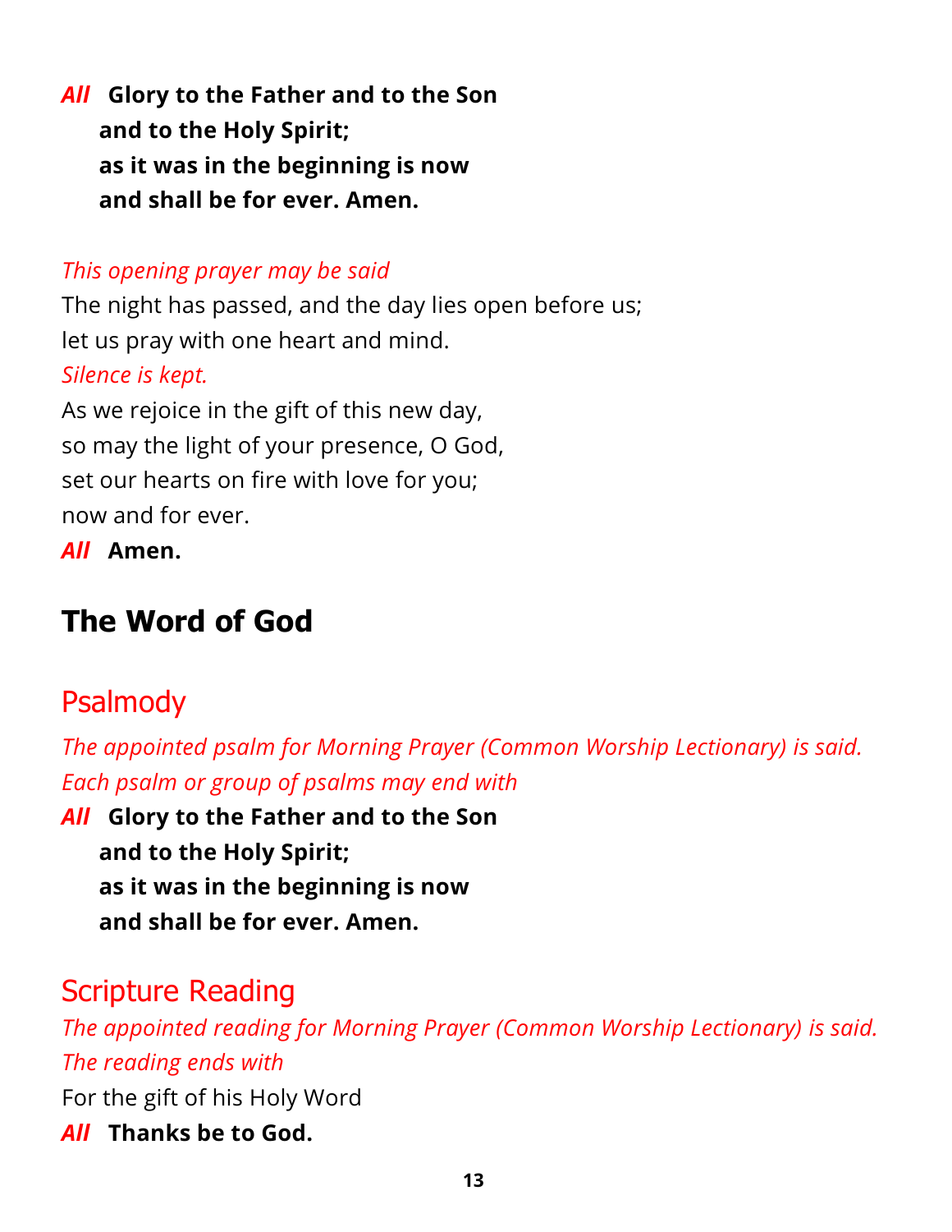*All* **Glory to the Father and to the Son**
**and to the Holy Spirit;**
**as it was in the beginning is now**
**and shall be for ever. Amen.**

*This opening prayer may be said*

The night has passed, and the day lies open before us;
let us pray with one heart and mind.

*Silence is kept.*

As we rejoice in the gift of this new day,
so may the light of your presence, O God,
set our hearts on fire with love for you;
now and for ever.

*All* **Amen.**

# The Word of God

## Psalmody

*The appointed psalm for Morning Prayer (Common Worship Lectionary) is said. Each psalm or group of psalms may end with*

*All* **Glory to the Father and to the Son**
**and to the Holy Spirit;**
**as it was in the beginning is now**
**and shall be for ever. Amen.**

## Scripture Reading

*The appointed reading for Morning Prayer (Common Worship Lectionary) is said. The reading ends with*

For the gift of his Holy Word

*All* **Thanks be to God.**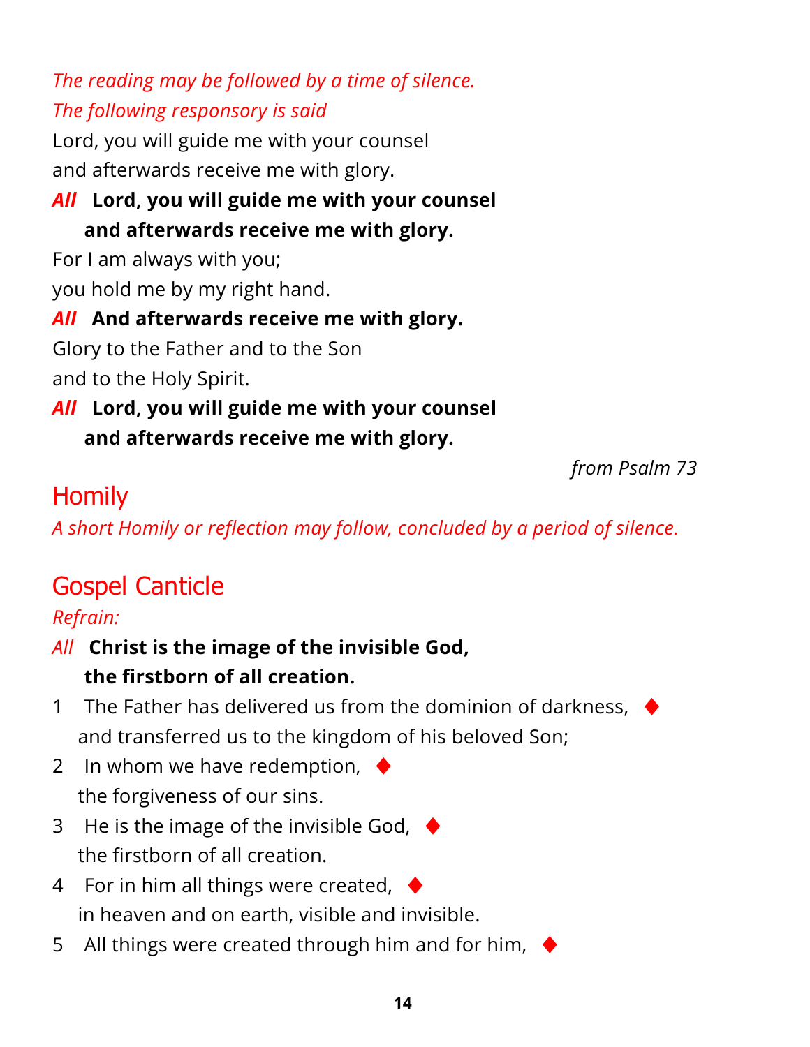*The reading may be followed by a time of silence.*
*The following responsory is said*

Lord, you will guide me with your counsel
and afterwards receive me with glory.

***All*** **Lord, you will guide me with your counsel**
**and afterwards receive me with glory.**

For I am always with you;
you hold me by my right hand.

***All*** **And afterwards receive me with glory.**

Glory to the Father and to the Son
and to the Holy Spirit.

***All*** **Lord, you will guide me with your counsel**
**and afterwards receive me with glory.**

*from Psalm 73*

## Homily

*A short Homily or reflection may follow, concluded by a period of silence.*

## Gospel Canticle

*Refrain:*

*All* **Christ is the image of the invisible God,**
**the firstborn of all creation.**

1 The Father has delivered us from the dominion of darkness, ♦
and transferred us to the kingdom of his beloved Son;

2 In whom we have redemption, ♦
the forgiveness of our sins.

3 He is the image of the invisible God, ♦
the firstborn of all creation.

4 For in him all things were created, ♦
in heaven and on earth, visible and invisible.

5 All things were created through him and for him, ♦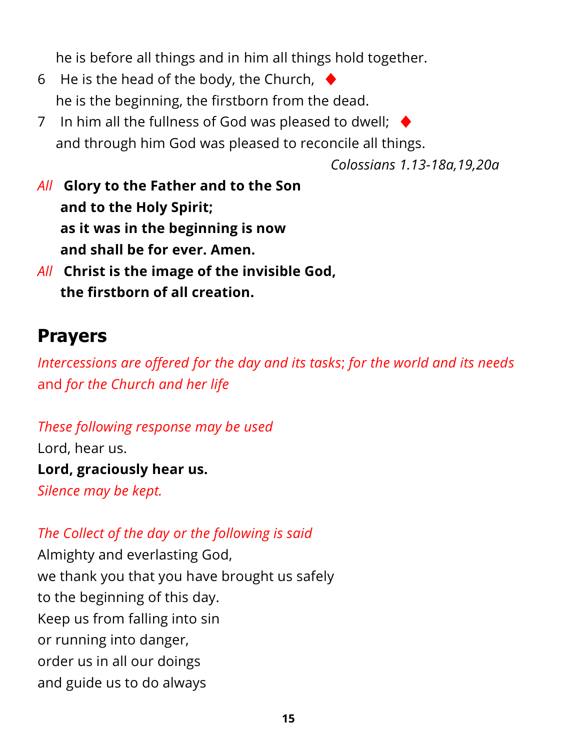he is before all things and in him all things hold together.

6 He is the head of the body, the Church, ◆
he is the beginning, the firstborn from the dead.

7 In him all the fullness of God was pleased to dwell; ◆
and through him God was pleased to reconcile all things.

*Colossians 1.13-18a,19,20a*

*All* **Glory to the Father and to the Son**
**and to the Holy Spirit;**
**as it was in the beginning is now**
**and shall be for ever. Amen.**

*All* **Christ is the image of the invisible God,**
**the firstborn of all creation.**

## Prayers

*Intercessions are offered for the day and its tasks; for the world and its needs* and *for the Church and her life*

*These following response may be used*

Lord, hear us.

**Lord, graciously hear us.**

*Silence may be kept.*

*The Collect of the day or the following is said*

Almighty and everlasting God,
we thank you that you have brought us safely
to the beginning of this day.
Keep us from falling into sin
or running into danger,
order us in all our doings
and guide us to do always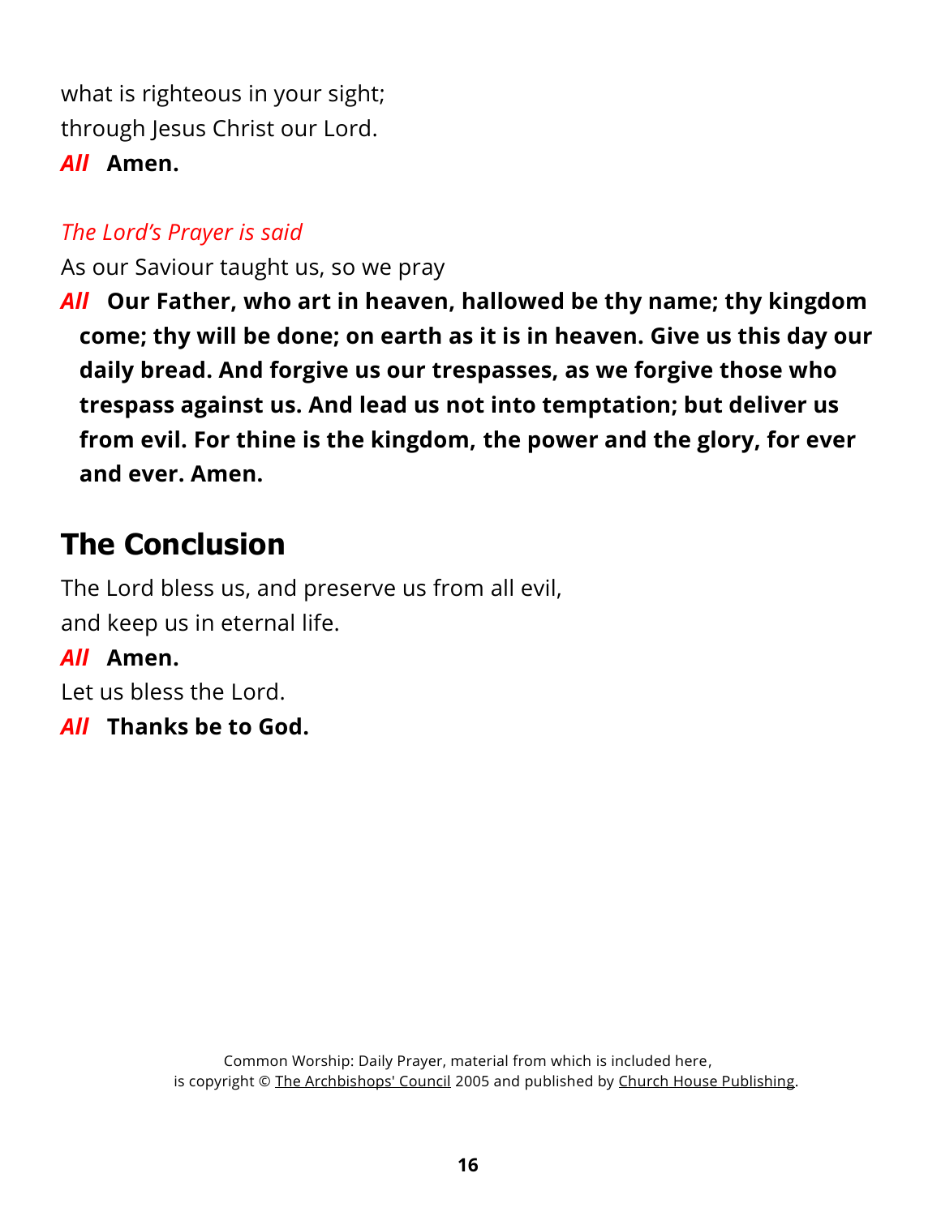what is righteous in your sight;
through Jesus Christ our Lord.

*All* **Amen.**

*The Lord's Prayer is said*

As our Saviour taught us, so we pray

*All* **Our Father, who art in heaven, hallowed be thy name; thy kingdom come; thy will be done; on earth as it is in heaven. Give us this day our daily bread. And forgive us our trespasses, as we forgive those who trespass against us. And lead us not into temptation; but deliver us from evil. For thine is the kingdom, the power and the glory, for ever and ever. Amen.**

## The Conclusion

The Lord bless us, and preserve us from all evil,
and keep us in eternal life.

*All* **Amen.**

Let us bless the Lord.

*All* **Thanks be to God.**

Common Worship: Daily Prayer, material from which is included here,
is copyright © The Archbishops' Council 2005 and published by Church House Publishing.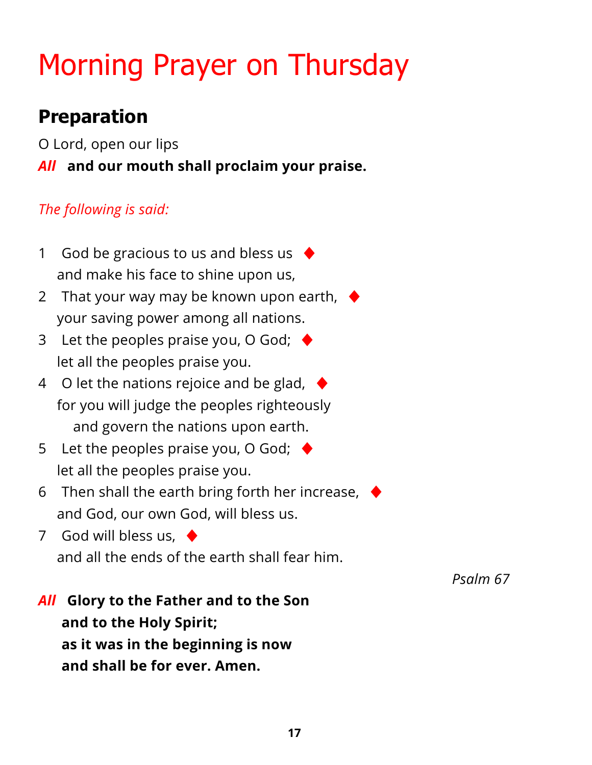# Morning Prayer on Thursday

## Preparation

O Lord, open our lips

*All* **and our mouth shall proclaim your praise.**

*The following is said:*

1 God be gracious to us and bless us ♦
and make his face to shine upon us,

2 That your way may be known upon earth, ♦
your saving power among all nations.

3 Let the peoples praise you, O God; ♦
let all the peoples praise you.

4 O let the nations rejoice and be glad, ♦
for you will judge the peoples righteously
and govern the nations upon earth.

5 Let the peoples praise you, O God; ♦
let all the peoples praise you.

6 Then shall the earth bring forth her increase, ♦
and God, our own God, will bless us.

7 God will bless us, ♦
and all the ends of the earth shall fear him.

*Psalm 67*

*All* **Glory to the Father and to the Son**
**and to the Holy Spirit;**
**as it was in the beginning is now**
**and shall be for ever. Amen.**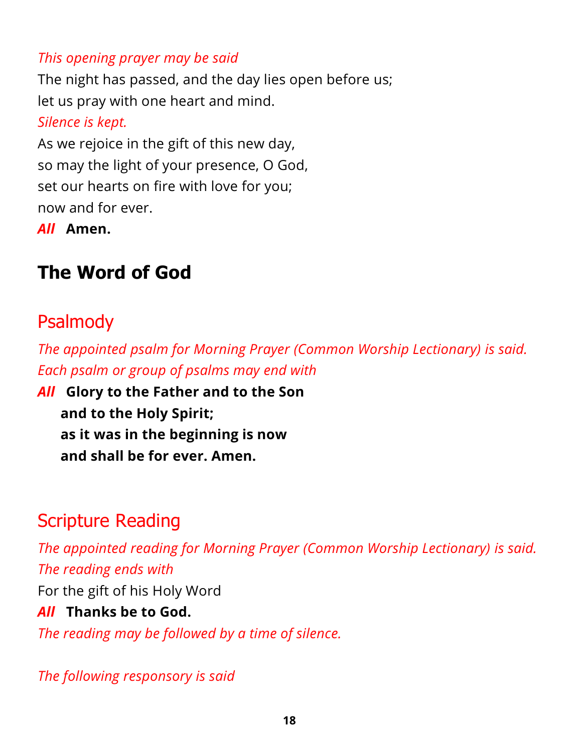*This opening prayer may be said*

The night has passed, and the day lies open before us;
let us pray with one heart and mind.

*Silence is kept.*

As we rejoice in the gift of this new day,
so may the light of your presence, O God,
set our hearts on fire with love for you;
now and for ever.

***All*** **Amen.**

# The Word of God

## Psalmody

*The appointed psalm for Morning Prayer (Common Worship Lectionary) is said. Each psalm or group of psalms may end with*

***All*** **Glory to the Father and to the Son**
**and to the Holy Spirit;**
**as it was in the beginning is now**
**and shall be for ever. Amen.**

## Scripture Reading

*The appointed reading for Morning Prayer (Common Worship Lectionary) is said. The reading ends with*

For the gift of his Holy Word

***All*** **Thanks be to God.**

*The reading may be followed by a time of silence.*

*The following responsory is said*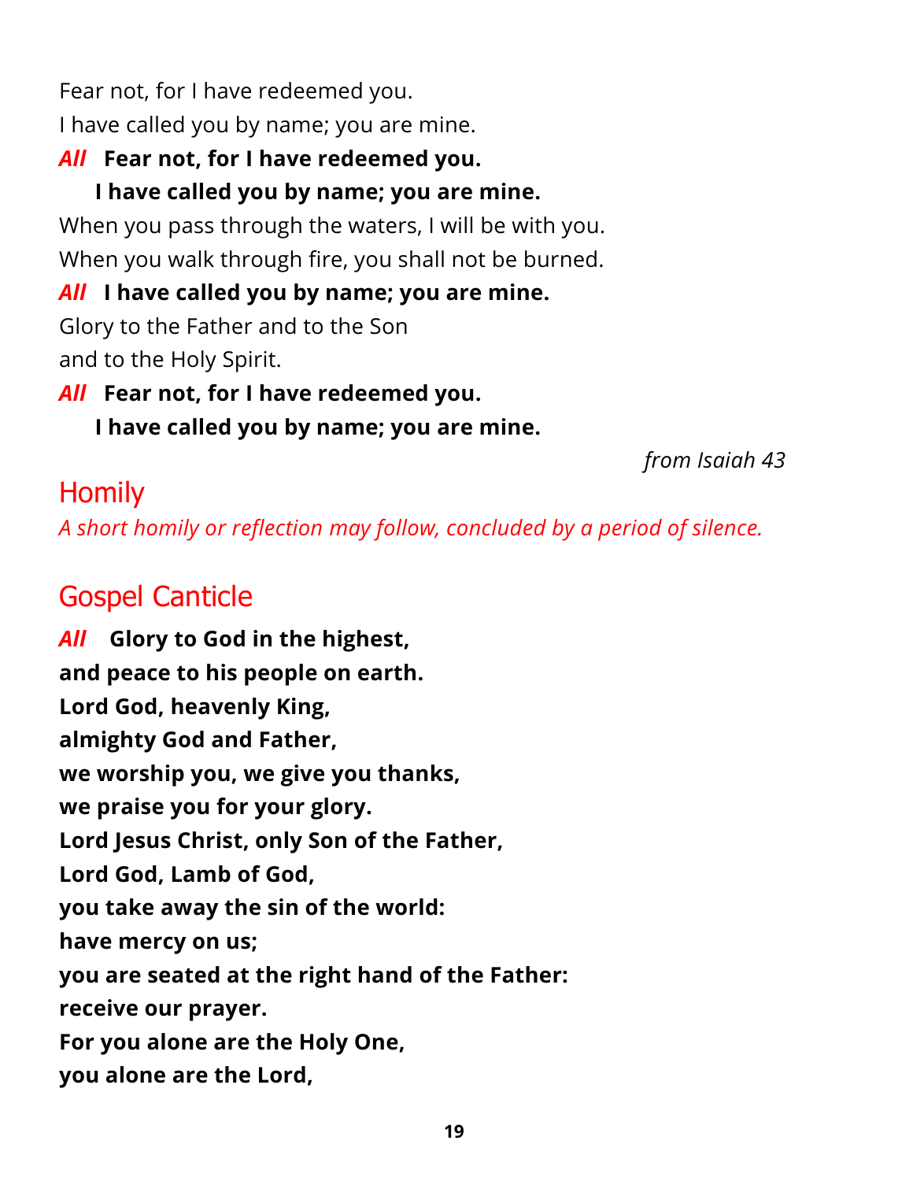Fear not, for I have redeemed you.
I have called you by name; you are mine.

*All* **Fear not, for I have redeemed you.**
**I have called you by name; you are mine.**

When you pass through the waters, I will be with you.
When you walk through fire, you shall not be burned.

*All* **I have called you by name; you are mine.**

Glory to the Father and to the Son
and to the Holy Spirit.

*All* **Fear not, for I have redeemed you.**
**I have called you by name; you are mine.**

*from Isaiah 43*

## Homily

*A short homily or reflection may follow, concluded by a period of silence.*

## Gospel Canticle

*All* **Glory to God in the highest,**
**and peace to his people on earth.**
**Lord God, heavenly King,**
**almighty God and Father,**
**we worship you, we give you thanks,**
**we praise you for your glory.**
**Lord Jesus Christ, only Son of the Father,**
**Lord God, Lamb of God,**
**you take away the sin of the world:**
**have mercy on us;**
**you are seated at the right hand of the Father:**
**receive our prayer.**
**For you alone are the Holy One,**
**you alone are the Lord,**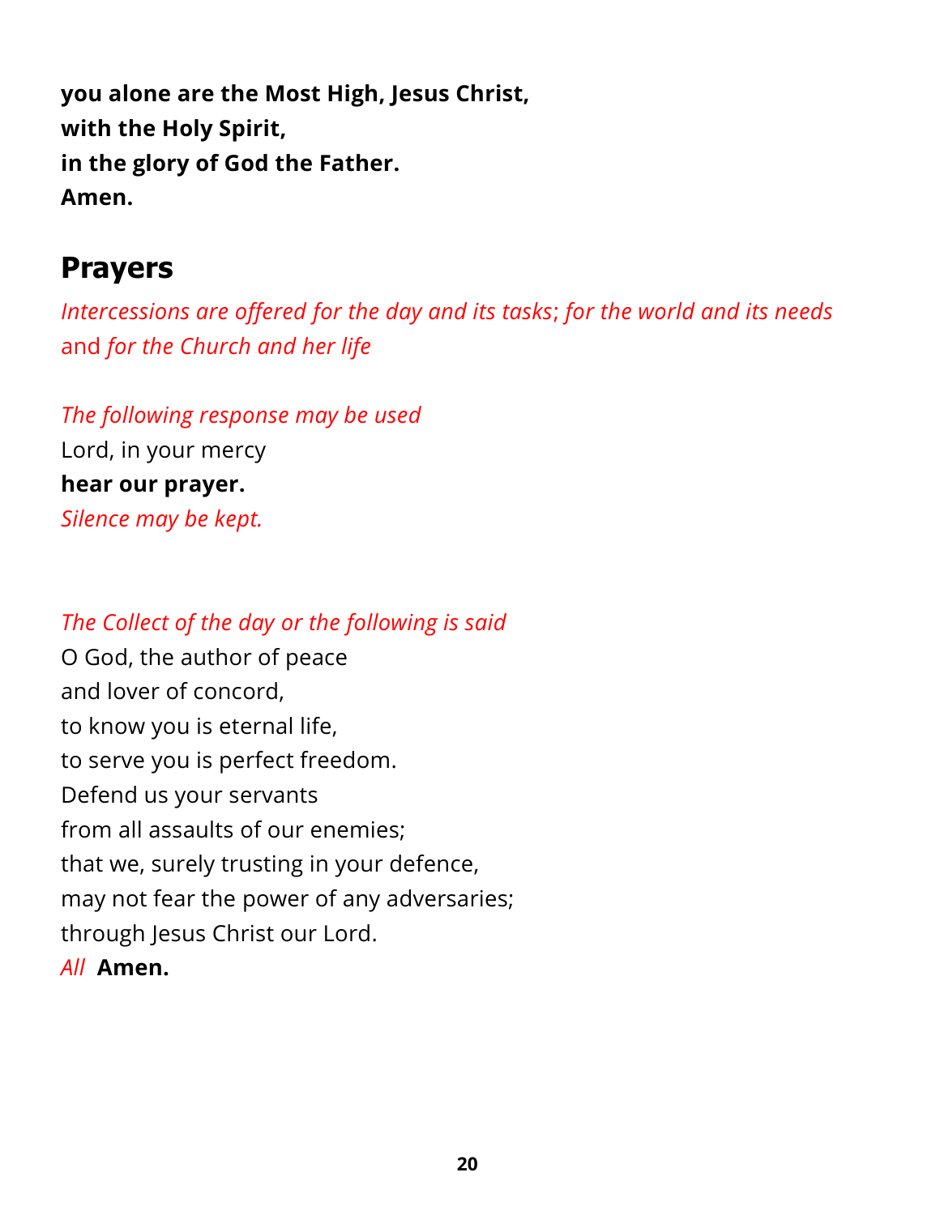**you alone are the Most High, Jesus Christ,**
**with the Holy Spirit,**
**in the glory of God the Father.**
**Amen.**

## Prayers

*Intercessions are offered for the day and its tasks*; *for the world and its needs* and *for the Church and her life*

*The following response may be used*
Lord, in your mercy
**hear our prayer.**
*Silence may be kept.*

*The Collect of the day or the following is said*
O God, the author of peace
and lover of concord,
to know you is eternal life,
to serve you is perfect freedom.
Defend us your servants
from all assaults of our enemies;
that we, surely trusting in your defence,
may not fear the power of any adversaries;
through Jesus Christ our Lord.
*All* **Amen.**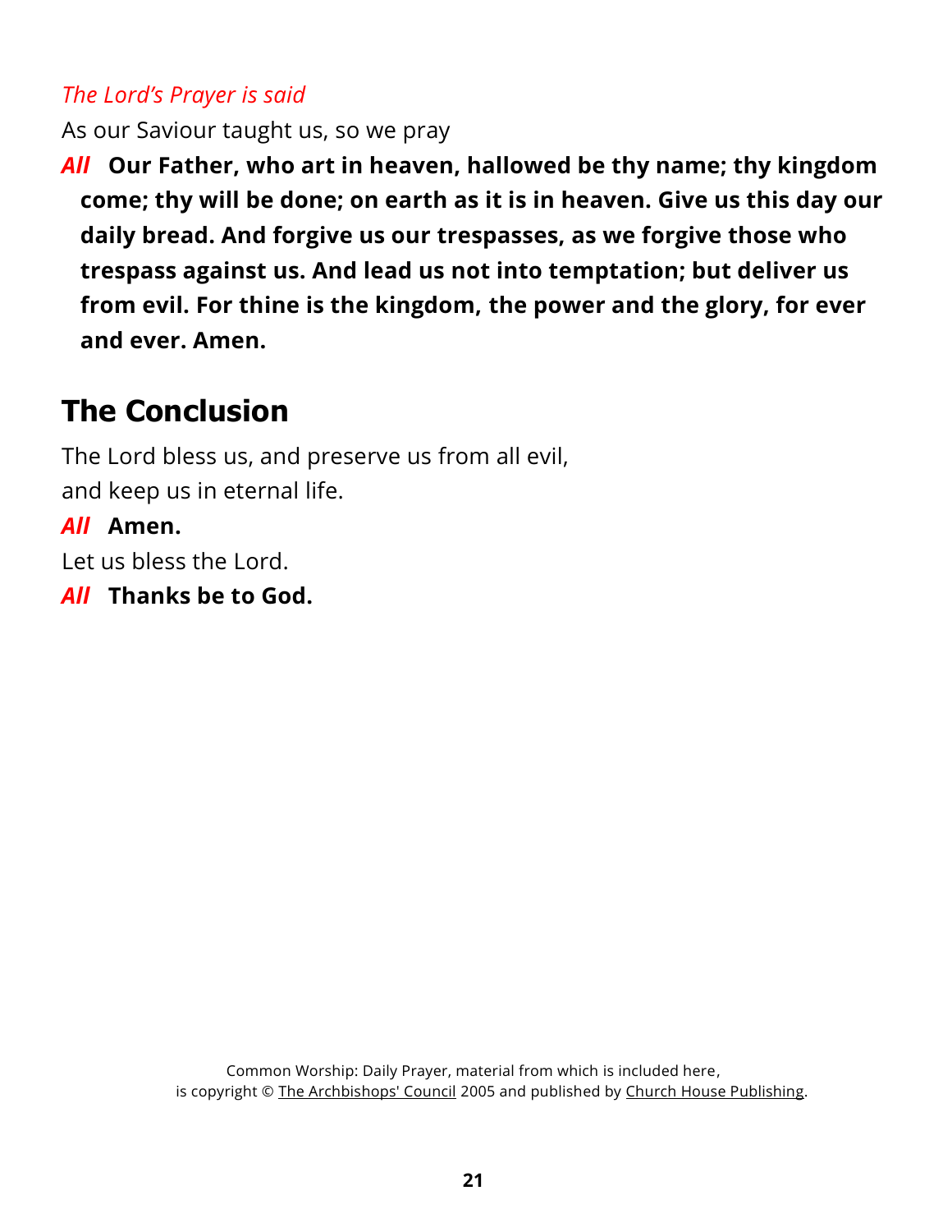*The Lord's Prayer is said*

As our Saviour taught us, so we pray

***All*** **Our Father, who art in heaven, hallowed be thy name; thy kingdom come; thy will be done; on earth as it is in heaven. Give us this day our daily bread. And forgive us our trespasses, as we forgive those who trespass against us. And lead us not into temptation; but deliver us from evil. For thine is the kingdom, the power and the glory, for ever and ever. Amen.**

## The Conclusion

The Lord bless us, and preserve us from all evil,
and keep us in eternal life.

***All*** **Amen.**

Let us bless the Lord.

***All*** **Thanks be to God.**

Common Worship: Daily Prayer, material from which is included here,
is copyright © The Archbishops' Council 2005 and published by Church House Publishing.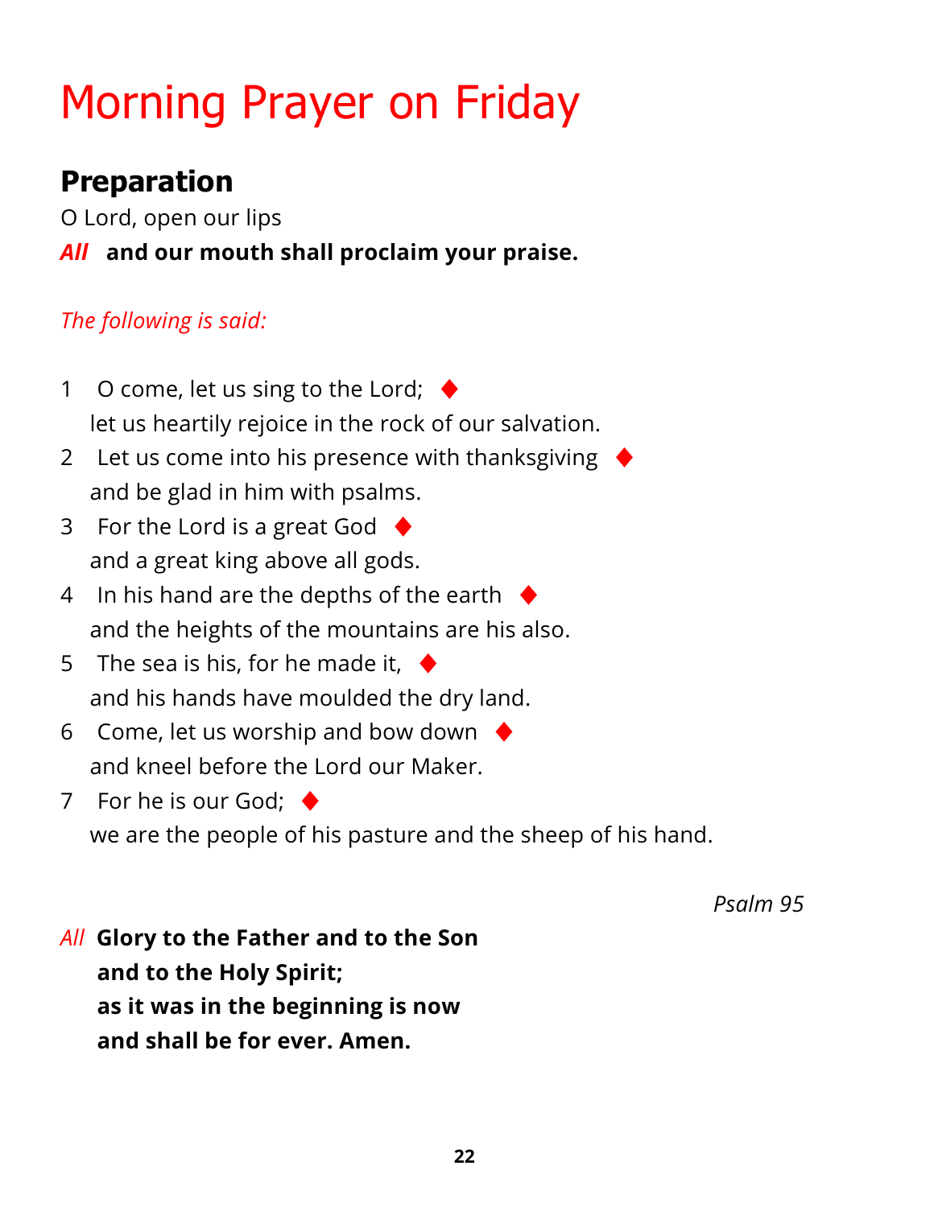# Morning Prayer on Friday

## Preparation

O Lord, open our lips

*All* **and our mouth shall proclaim your praise.**

*The following is said:*

1  O come, let us sing to the Lord; ♦
 let us heartily rejoice in the rock of our salvation.

2  Let us come into his presence with thanksgiving ♦
 and be glad in him with psalms.

3  For the Lord is a great God ♦
 and a great king above all gods.

4  In his hand are the depths of the earth ♦
 and the heights of the mountains are his also.

5  The sea is his, for he made it, ♦
 and his hands have moulded the dry land.

6  Come, let us worship and bow down ♦
 and kneel before the Lord our Maker.

7  For he is our God; ♦
 we are the people of his pasture and the sheep of his hand.

*Psalm 95*

*All* **Glory to the Father and to the Son**
**and to the Holy Spirit;**
**as it was in the beginning is now**
**and shall be for ever. Amen.**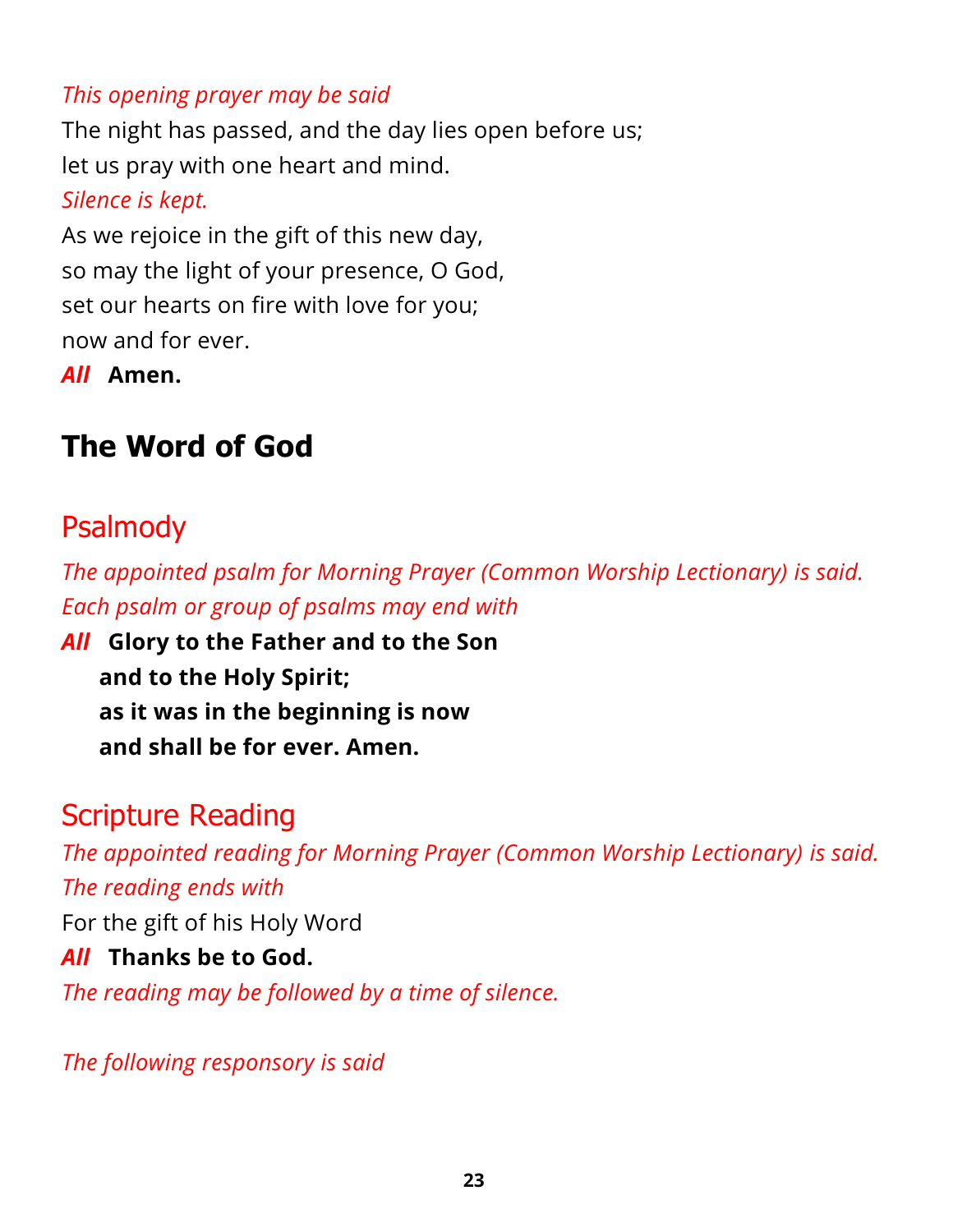*This opening prayer may be said*

The night has passed, and the day lies open before us;
let us pray with one heart and mind.

*Silence is kept.*

As we rejoice in the gift of this new day,
so may the light of your presence, O God,
set our hearts on fire with love for you;
now and for ever.

***All*** **Amen.**

## The Word of God

### Psalmody

*The appointed psalm for Morning Prayer (Common Worship Lectionary) is said.*
*Each psalm or group of psalms may end with*

***All*** **Glory to the Father and to the Son**
**and to the Holy Spirit;**
**as it was in the beginning is now**
**and shall be for ever. Amen.**

### Scripture Reading

*The appointed reading for Morning Prayer (Common Worship Lectionary) is said.*
*The reading ends with*

For the gift of his Holy Word

***All*** **Thanks be to God.**

*The reading may be followed by a time of silence.*

*The following responsory is said*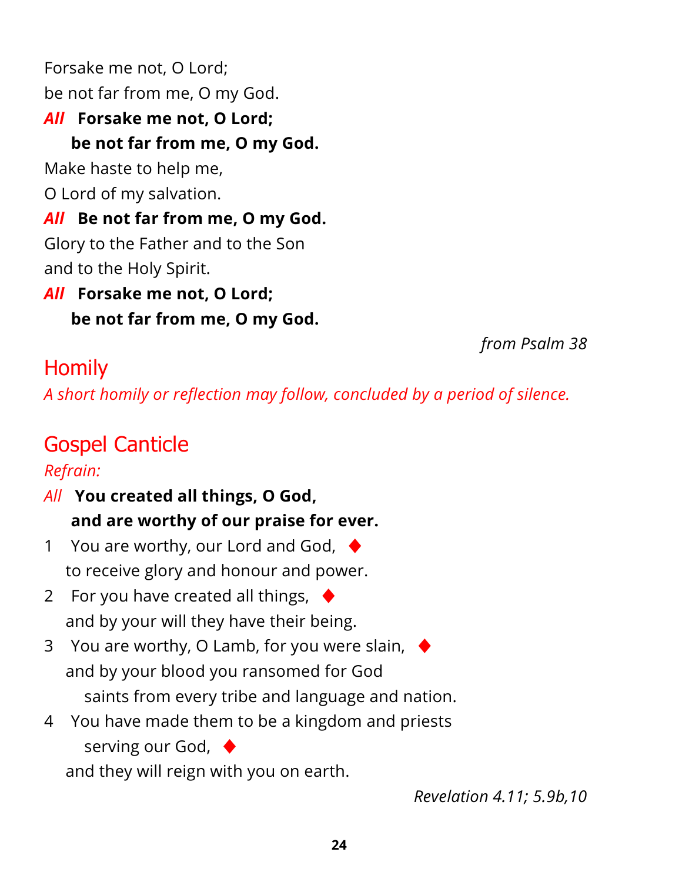Forsake me not, O Lord;
be not far from me, O my God.

***All*** **Forsake me not, O Lord;**
**be not far from me, O my God.**

Make haste to help me,
O Lord of my salvation.

***All*** **Be not far from me, O my God.**

Glory to the Father and to the Son
and to the Holy Spirit.

***All*** **Forsake me not, O Lord;**
**be not far from me, O my God.**

*from Psalm 38*

## Homily

*A short homily or reflection may follow, concluded by a period of silence.*

## Gospel Canticle

*Refrain:*

*All* **You created all things, O God,**
**and are worthy of our praise for ever.**

1 You are worthy, our Lord and God, ♦
to receive glory and honour and power.

2 For you have created all things, ♦
and by your will they have their being.

3 You are worthy, O Lamb, for you were slain, ♦
and by your blood you ransomed for God
saints from every tribe and language and nation.

4 You have made them to be a kingdom and priests
serving our God, ♦
and they will reign with you on earth.

*Revelation 4.11; 5.9b,10*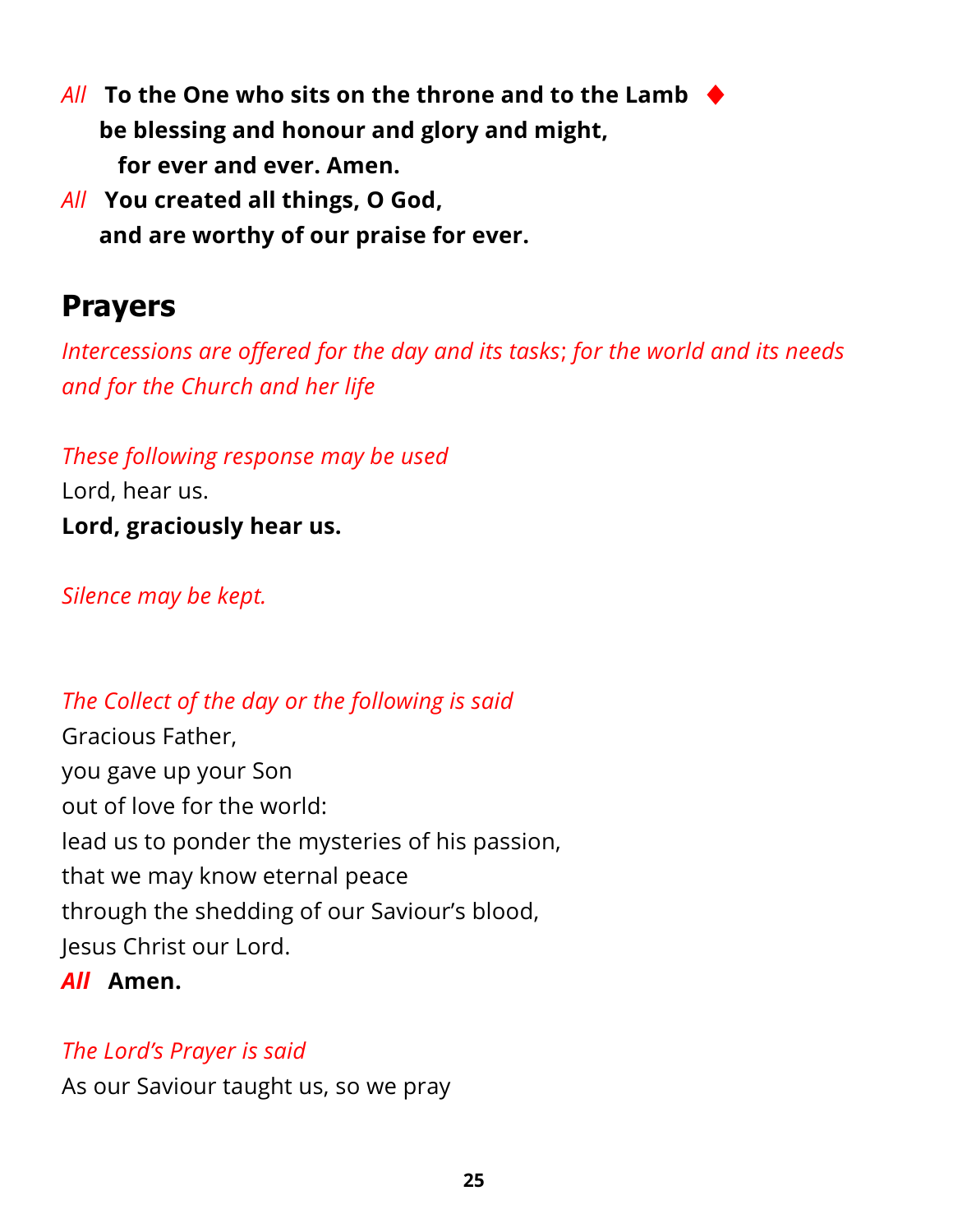*All* **To the One who sits on the throne and to the Lamb** ♦
**be blessing and honour and glory and might,**
**for ever and ever. Amen.**

*All* **You created all things, O God,**
**and are worthy of our praise for ever.**

## Prayers

*Intercessions are offered for the day and its tasks; for the world and its needs and for the Church and her life*

*These following response may be used*

Lord, hear us.
**Lord, graciously hear us.**

*Silence may be kept.*

*The Collect of the day or the following is said*

Gracious Father,
you gave up your Son
out of love for the world:
lead us to ponder the mysteries of his passion,
that we may know eternal peace
through the shedding of our Saviour's blood,
Jesus Christ our Lord.

***All*** **Amen.**

*The Lord's Prayer is said*

As our Saviour taught us, so we pray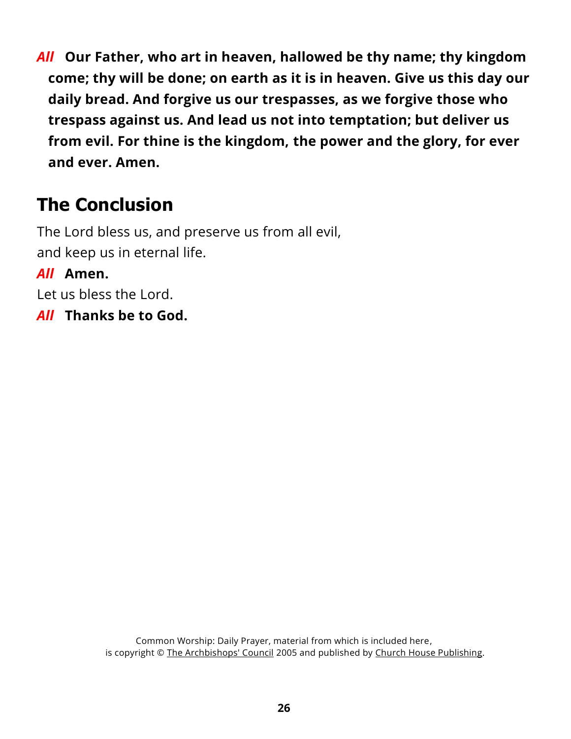*All* **Our Father, who art in heaven, hallowed be thy name; thy kingdom come; thy will be done; on earth as it is in heaven. Give us this day our daily bread. And forgive us our trespasses, as we forgive those who trespass against us. And lead us not into temptation; but deliver us from evil. For thine is the kingdom, the power and the glory, for ever and ever. Amen.**

## The Conclusion

The Lord bless us, and preserve us from all evil,
and keep us in eternal life.

*All* **Amen.**

Let us bless the Lord.

*All* **Thanks be to God.**

Common Worship: Daily Prayer, material from which is included here,
is copyright © The Archbishops' Council 2005 and published by Church House Publishing.